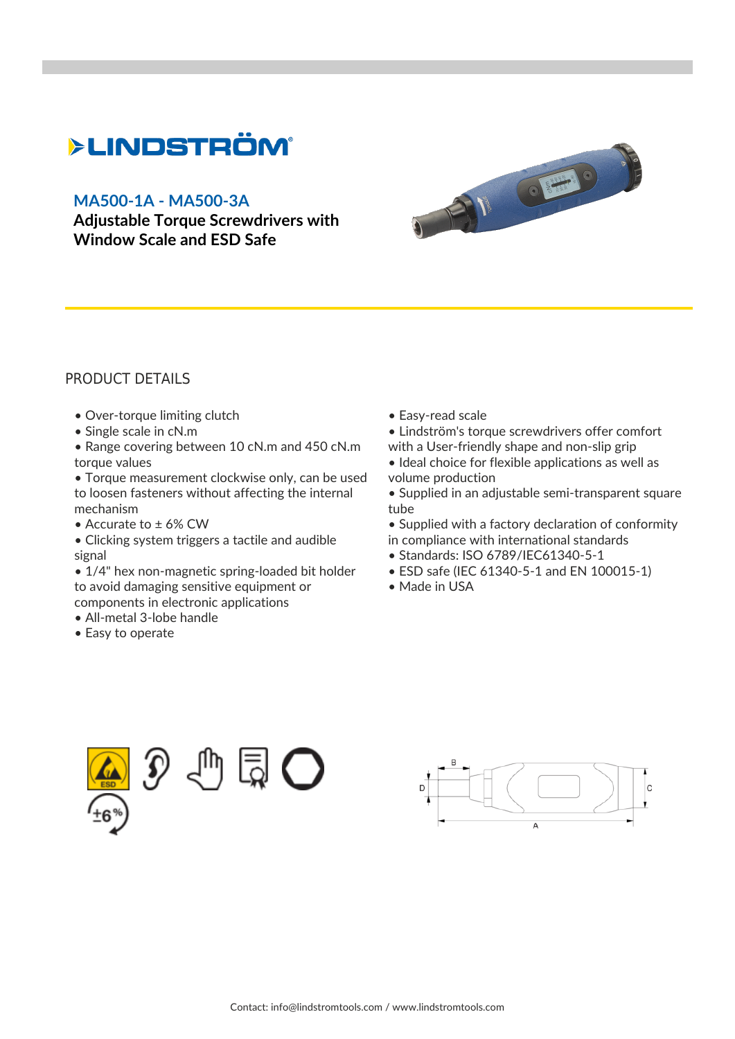# MA500-1A - MA500-3A

## Adjustable Torque Screwdrivers with Window Scale and ESD Safe

## PRODUCT DETAILS

- Over-torque limiting clutch
- Single scale in cN.m
- Range covering between 10 cN.m and 450 cN.m torque values
- Torque measurement clockwise only, can be used to loosen fasteners without affecting the internal mechanism
- Accurate to ± 6% CW
- Clicking system triggers a tactile and audible signal
- 1/4" hex non-magnetic spring-loaded bit holder to avoid damaging sensitive equipment or components in electronic applications
- All-metal 3-lobe handle
- Easy to operate
- Easy-read scale
- Lindström's torque screwdrivers offer comfort with a User-friendly shape and non-slip grip
- Ideal choice for flexible applications as well as volume production
- Supplied in an adjustable semi-transparent square tube
- Supplied with a factory declaration of conformity in compliance with international standards
- Standards: ISO 6789/IEC61340-5-1
- ESD safe (IEC 61340-5-1 and EN 100015-1)
- Made in USA

Contact: info@lindstromtools.com / www.lindstromtools.com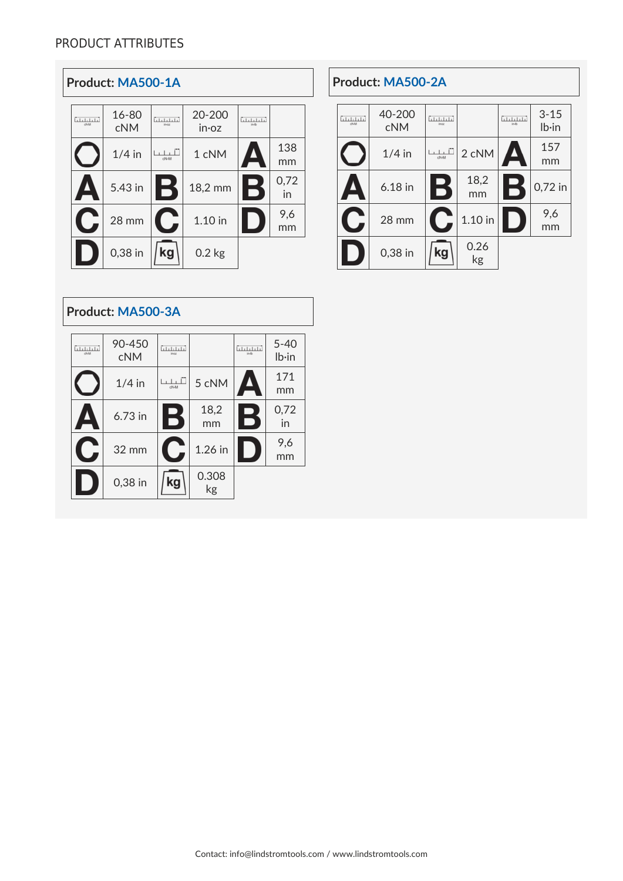PRODUCT ATTRIBUTES

### Product: MA500-1A

| | | | | | |
|---|---|---|---|---|---|
| cN·M | 16-80 cNM | in·oz | 20-200 in·oz | in·lb | |
| ⬡ | 1/4 in | cN·M | 1 cNM | A | 138 mm |
| A | 5.43 in | B | 18,2 mm | B | 0,72 in |
| C | 28 mm | C | 1.10 in | D | 9,6 mm |
| D | 0,38 in | kg | 0.2 kg | | |

### Product: MA500-2A

| | | | | | |
|---|---|---|---|---|---|
| cN·M | 40-200 cNM | in·oz | | in·lb | 3-15 lb·in |
| ⬡ | 1/4 in | cN·M | 2 cNM | A | 157 mm |
| A | 6.18 in | B | 18,2 mm | B | 0,72 in |
| C | 28 mm | C | 1.10 in | D | 9,6 mm |
| D | 0,38 in | kg | 0.26 kg | | |

### Product: MA500-3A

| | | | | | |
|---|---|---|---|---|---|
| cN·M | 90-450 cNM | in·oz | | in·lb | 5-40 lb·in |
| ⬡ | 1/4 in | cN·M | 5 cNM | A | 171 mm |
| A | 6.73 in | B | 18,2 mm | B | 0,72 in |
| C | 32 mm | C | 1.26 in | D | 9,6 mm |
| D | 0,38 in | kg | 0.308 kg | | |

Contact: info@lindstromtools.com / www.lindstromtools.com